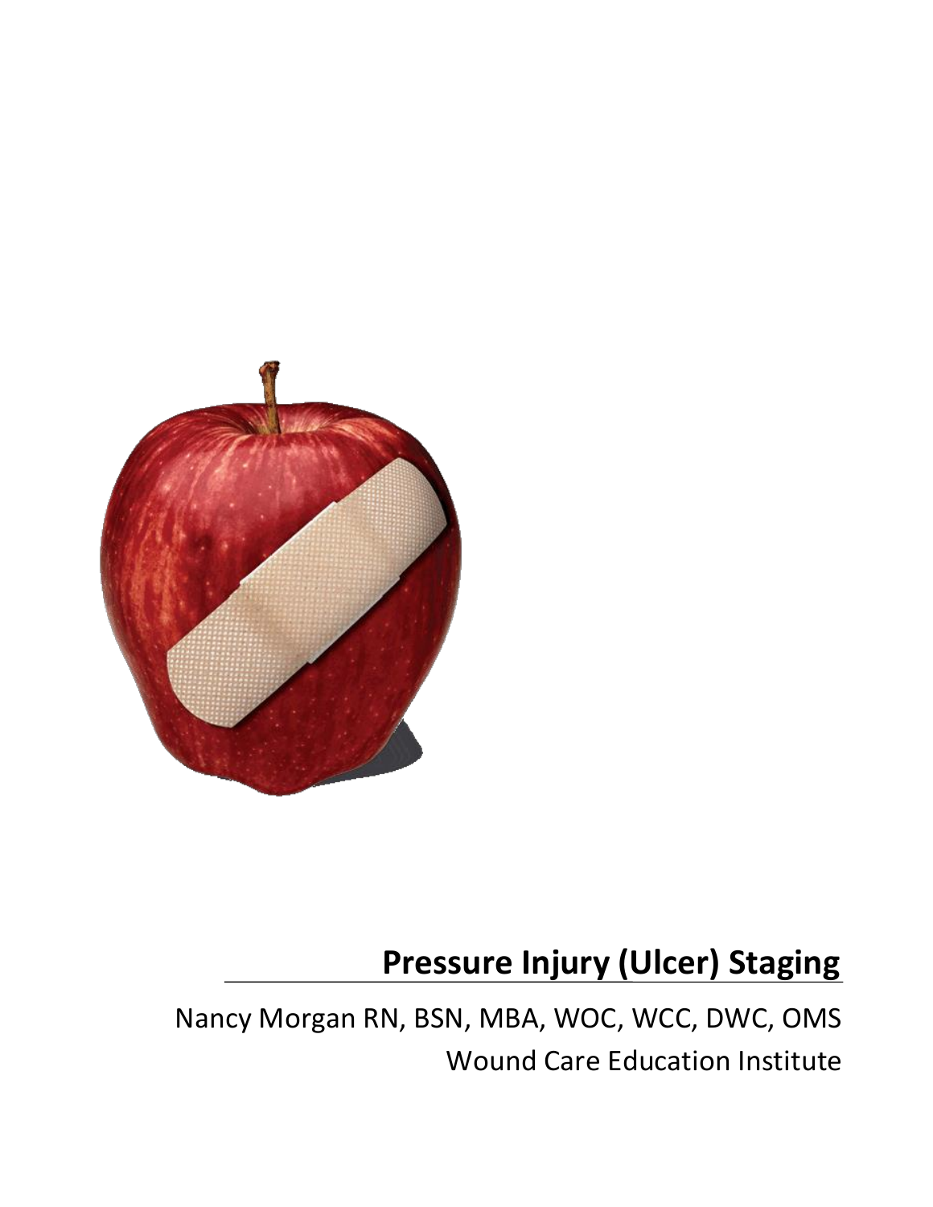# Pressure Injury (Ulcer) Staging

Nancy Morgan RN, BSN, MBA, WOC, WCC, DWC, OMS

Wound Care Education Institute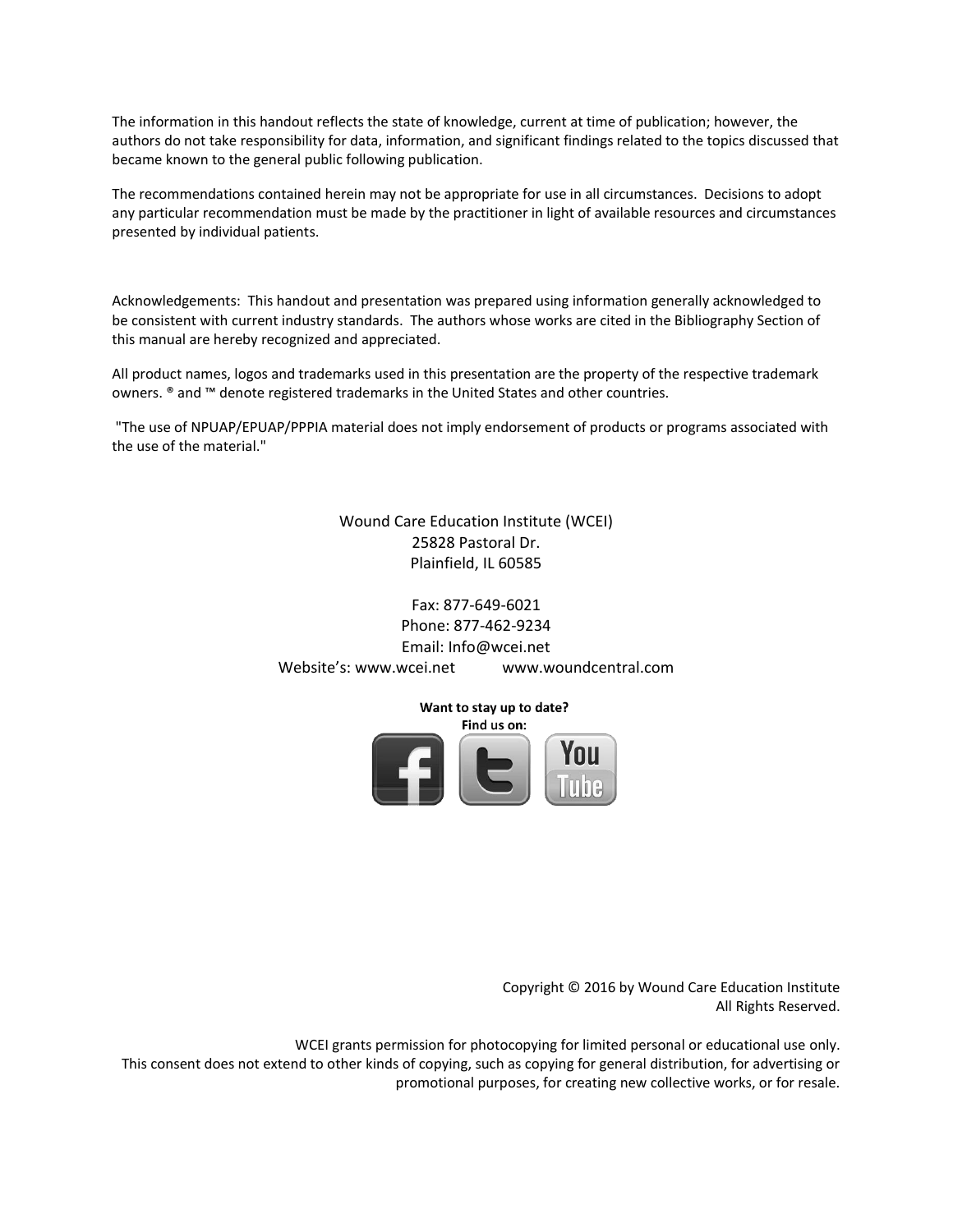The information in this handout reflects the state of knowledge, current at time of publication; however, the authors do not take responsibility for data, information, and significant findings related to the topics discussed that became known to the general public following publication.

The recommendations contained herein may not be appropriate for use in all circumstances. Decisions to adopt any particular recommendation must be made by the practitioner in light of available resources and circumstances presented by individual patients.

Acknowledgements: This handout and presentation was prepared using information generally acknowledged to be consistent with current industry standards. The authors whose works are cited in the Bibliography Section of this manual are hereby recognized and appreciated.

All product names, logos and trademarks used in this presentation are the property of the respective trademark owners. ® and ™ denote registered trademarks in the United States and other countries.

"The use of NPUAP/EPUAP/PPPIA material does not imply endorsement of products or programs associated with the use of the material."

Wound Care Education Institute (WCEI)
25828 Pastoral Dr.
Plainfield, IL 60585

Fax: 877-649-6021
Phone: 877-462-9234
Email: Info@wcei.net
Website's: www.wcei.net www.woundcentral.com

**Want to stay up to date?**
**Find us on:**

Copyright © 2016 by Wound Care Education Institute
All Rights Reserved.

WCEI grants permission for photocopying for limited personal or educational use only.
This consent does not extend to other kinds of copying, such as copying for general distribution, for advertising or promotional purposes, for creating new collective works, or for resale.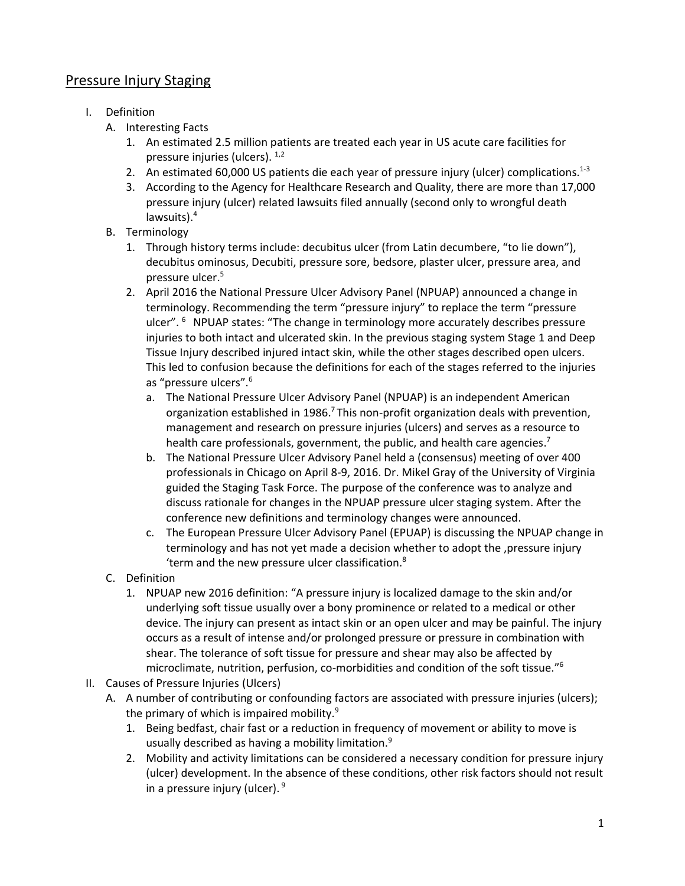# Pressure Injury Staging

I. Definition

  A. Interesting Facts

    1. An estimated 2.5 million patients are treated each year in US acute care facilities for pressure injuries (ulcers). [1,2]
    2. An estimated 60,000 US patients die each year of pressure injury (ulcer) complications.[1-3]
    3. According to the Agency for Healthcare Research and Quality, there are more than 17,000 pressure injury (ulcer) related lawsuits filed annually (second only to wrongful death lawsuits).[4]

  B. Terminology

    1. Through history terms include: decubitus ulcer (from Latin decumbere, "to lie down"), decubitus ominosus, Decubiti, pressure sore, bedsore, plaster ulcer, pressure area, and pressure ulcer.[5]
    2. April 2016 the National Pressure Ulcer Advisory Panel (NPUAP) announced a change in terminology. Recommending the term "pressure injury" to replace the term "pressure ulcer". [6] NPUAP states: "The change in terminology more accurately describes pressure injuries to both intact and ulcerated skin. In the previous staging system Stage 1 and Deep Tissue Injury described injured intact skin, while the other stages described open ulcers. This led to confusion because the definitions for each of the stages referred to the injuries as "pressure ulcers".[6]
       a. The National Pressure Ulcer Advisory Panel (NPUAP) is an independent American organization established in 1986.[7] This non-profit organization deals with prevention, management and research on pressure injuries (ulcers) and serves as a resource to health care professionals, government, the public, and health care agencies.[7]
       b. The National Pressure Ulcer Advisory Panel held a (consensus) meeting of over 400 professionals in Chicago on April 8-9, 2016. Dr. Mikel Gray of the University of Virginia guided the Staging Task Force. The purpose of the conference was to analyze and discuss rationale for changes in the NPUAP pressure ulcer staging system. After the conference new definitions and terminology changes were announced.
       c. The European Pressure Ulcer Advisory Panel (EPUAP) is discussing the NPUAP change in terminology and has not yet made a decision whether to adopt the ‚pressure injury 'term and the new pressure ulcer classification.[8]

  C. Definition

    1. NPUAP new 2016 definition: "A pressure injury is localized damage to the skin and/or underlying soft tissue usually over a bony prominence or related to a medical or other device. The injury can present as intact skin or an open ulcer and may be painful. The injury occurs as a result of intense and/or prolonged pressure or pressure in combination with shear. The tolerance of soft tissue for pressure and shear may also be affected by microclimate, nutrition, perfusion, co-morbidities and condition of the soft tissue."[6]

II. Causes of Pressure Injuries (Ulcers)

  A. A number of contributing or confounding factors are associated with pressure injuries (ulcers); the primary of which is impaired mobility.[9]

    1. Being bedfast, chair fast or a reduction in frequency of movement or ability to move is usually described as having a mobility limitation.[9]
    2. Mobility and activity limitations can be considered a necessary condition for pressure injury (ulcer) development. In the absence of these conditions, other risk factors should not result in a pressure injury (ulcer). [9]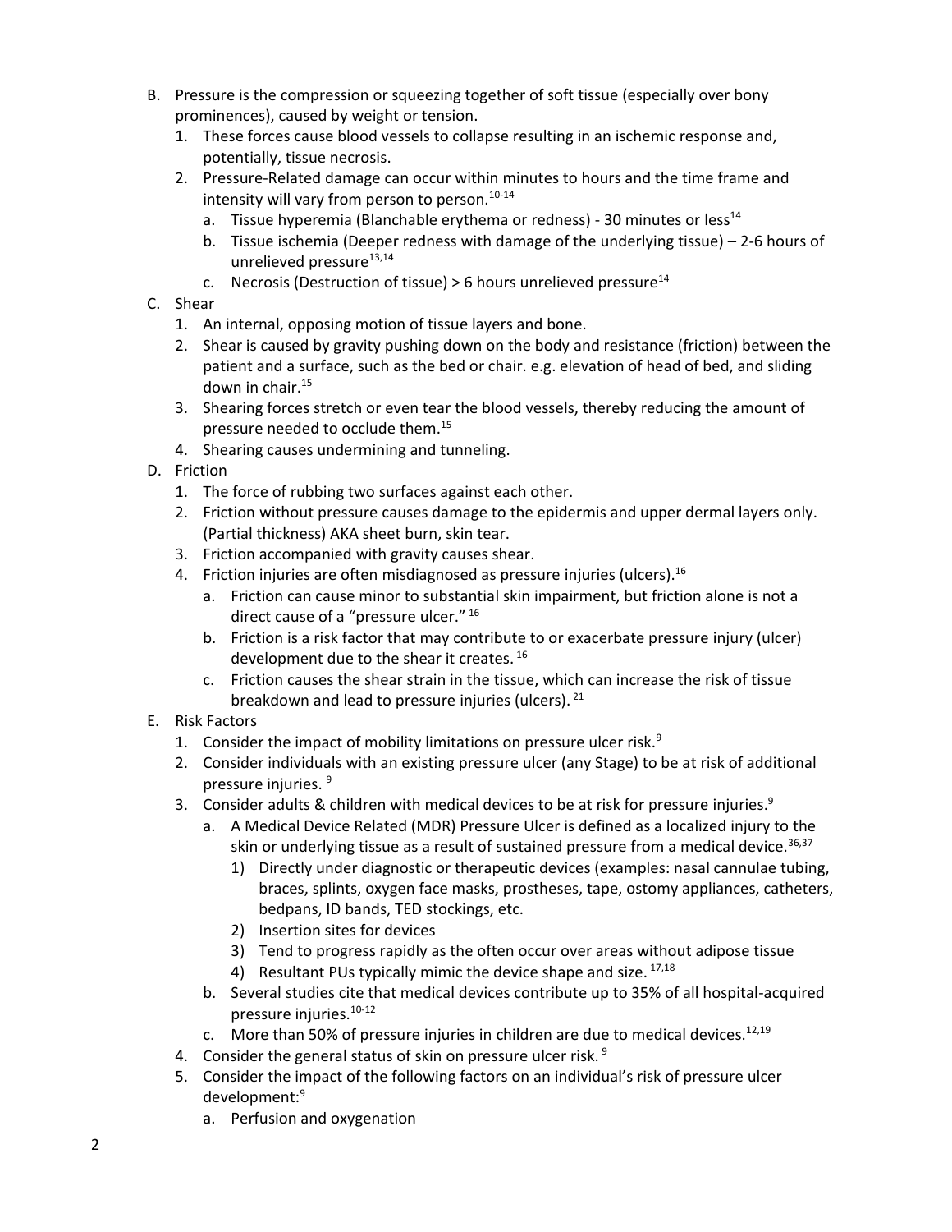B. Pressure is the compression or squeezing together of soft tissue (especially over bony prominences), caused by weight or tension.
   1. These forces cause blood vessels to collapse resulting in an ischemic response and, potentially, tissue necrosis.
   2. Pressure-Related damage can occur within minutes to hours and the time frame and intensity will vary from person to person.[10-14]
      a. Tissue hyperemia (Blanchable erythema or redness) - 30 minutes or less[14]
      b. Tissue ischemia (Deeper redness with damage of the underlying tissue) – 2-6 hours of unrelieved pressure[13,14]
      c. Necrosis (Destruction of tissue) > 6 hours unrelieved pressure[14]

C. Shear
   1. An internal, opposing motion of tissue layers and bone.
   2. Shear is caused by gravity pushing down on the body and resistance (friction) between the patient and a surface, such as the bed or chair. e.g. elevation of head of bed, and sliding down in chair.[15]
   3. Shearing forces stretch or even tear the blood vessels, thereby reducing the amount of pressure needed to occlude them.[15]
   4. Shearing causes undermining and tunneling.

D. Friction
   1. The force of rubbing two surfaces against each other.
   2. Friction without pressure causes damage to the epidermis and upper dermal layers only. (Partial thickness) AKA sheet burn, skin tear.
   3. Friction accompanied with gravity causes shear.
   4. Friction injuries are often misdiagnosed as pressure injuries (ulcers).[16]
      a. Friction can cause minor to substantial skin impairment, but friction alone is not a direct cause of a "pressure ulcer." [16]
      b. Friction is a risk factor that may contribute to or exacerbate pressure injury (ulcer) development due to the shear it creates. [16]
      c. Friction causes the shear strain in the tissue, which can increase the risk of tissue breakdown and lead to pressure injuries (ulcers). [21]

E. Risk Factors
   1. Consider the impact of mobility limitations on pressure ulcer risk.[9]
   2. Consider individuals with an existing pressure ulcer (any Stage) to be at risk of additional pressure injuries. [9]
   3. Consider adults & children with medical devices to be at risk for pressure injuries.[9]
      a. A Medical Device Related (MDR) Pressure Ulcer is defined as a localized injury to the skin or underlying tissue as a result of sustained pressure from a medical device.[36,37]
         1) Directly under diagnostic or therapeutic devices (examples: nasal cannulae tubing, braces, splints, oxygen face masks, prostheses, tape, ostomy appliances, catheters, bedpans, ID bands, TED stockings, etc.
         2) Insertion sites for devices
         3) Tend to progress rapidly as the often occur over areas without adipose tissue
         4) Resultant PUs typically mimic the device shape and size. [17,18]
      b. Several studies cite that medical devices contribute up to 35% of all hospital-acquired pressure injuries.[10-12]
      c. More than 50% of pressure injuries in children are due to medical devices.[12,19]
   4. Consider the general status of skin on pressure ulcer risk. [9]
   5. Consider the impact of the following factors on an individual's risk of pressure ulcer development:[9]
      a. Perfusion and oxygenation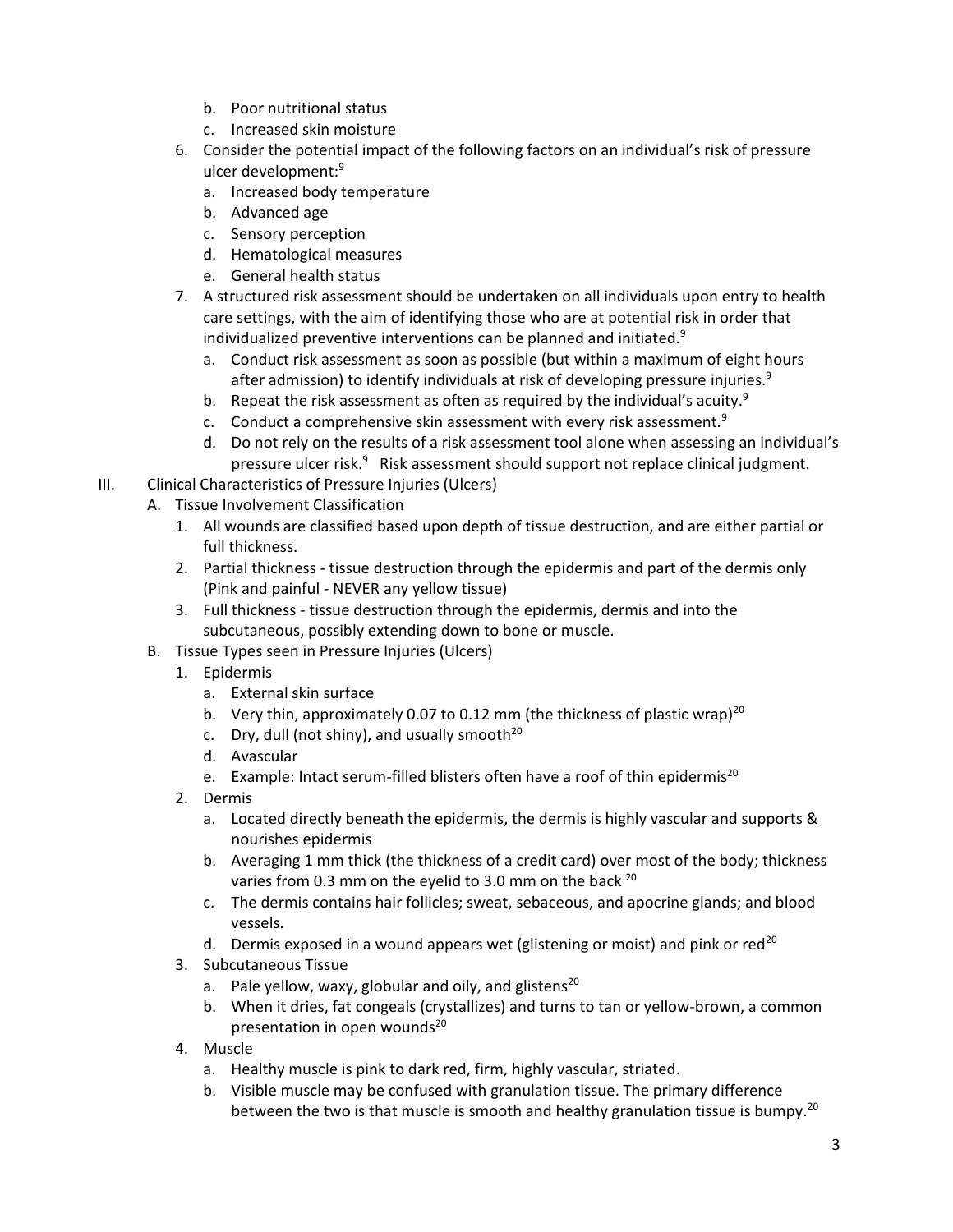b. Poor nutritional status
   c. Increased skin moisture
6. Consider the potential impact of the following factors on an individual's risk of pressure ulcer development:[9]
   a. Increased body temperature
   b. Advanced age
   c. Sensory perception
   d. Hematological measures
   e. General health status
7. A structured risk assessment should be undertaken on all individuals upon entry to health care settings, with the aim of identifying those who are at potential risk in order that individualized preventive interventions can be planned and initiated.[9]
   a. Conduct risk assessment as soon as possible (but within a maximum of eight hours after admission) to identify individuals at risk of developing pressure injuries.[9]
   b. Repeat the risk assessment as often as required by the individual's acuity.[9]
   c. Conduct a comprehensive skin assessment with every risk assessment.[9]
   d. Do not rely on the results of a risk assessment tool alone when assessing an individual's pressure ulcer risk.[9] Risk assessment should support not replace clinical judgment.

III. Clinical Characteristics of Pressure Injuries (Ulcers)

A. Tissue Involvement Classification
1. All wounds are classified based upon depth of tissue destruction, and are either partial or full thickness.
2. Partial thickness - tissue destruction through the epidermis and part of the dermis only (Pink and painful - NEVER any yellow tissue)
3. Full thickness - tissue destruction through the epidermis, dermis and into the subcutaneous, possibly extending down to bone or muscle.

B. Tissue Types seen in Pressure Injuries (Ulcers)
1. Epidermis
   a. External skin surface
   b. Very thin, approximately 0.07 to 0.12 mm (the thickness of plastic wrap)[20]
   c. Dry, dull (not shiny), and usually smooth[20]
   d. Avascular
   e. Example: Intact serum-filled blisters often have a roof of thin epidermis[20]
2. Dermis
   a. Located directly beneath the epidermis, the dermis is highly vascular and supports & nourishes epidermis
   b. Averaging 1 mm thick (the thickness of a credit card) over most of the body; thickness varies from 0.3 mm on the eyelid to 3.0 mm on the back [20]
   c. The dermis contains hair follicles; sweat, sebaceous, and apocrine glands; and blood vessels.
   d. Dermis exposed in a wound appears wet (glistening or moist) and pink or red[20]
3. Subcutaneous Tissue
   a. Pale yellow, waxy, globular and oily, and glistens[20]
   b. When it dries, fat congeals (crystallizes) and turns to tan or yellow-brown, a common presentation in open wounds[20]
4. Muscle
   a. Healthy muscle is pink to dark red, firm, highly vascular, striated.
   b. Visible muscle may be confused with granulation tissue. The primary difference between the two is that muscle is smooth and healthy granulation tissue is bumpy.[20]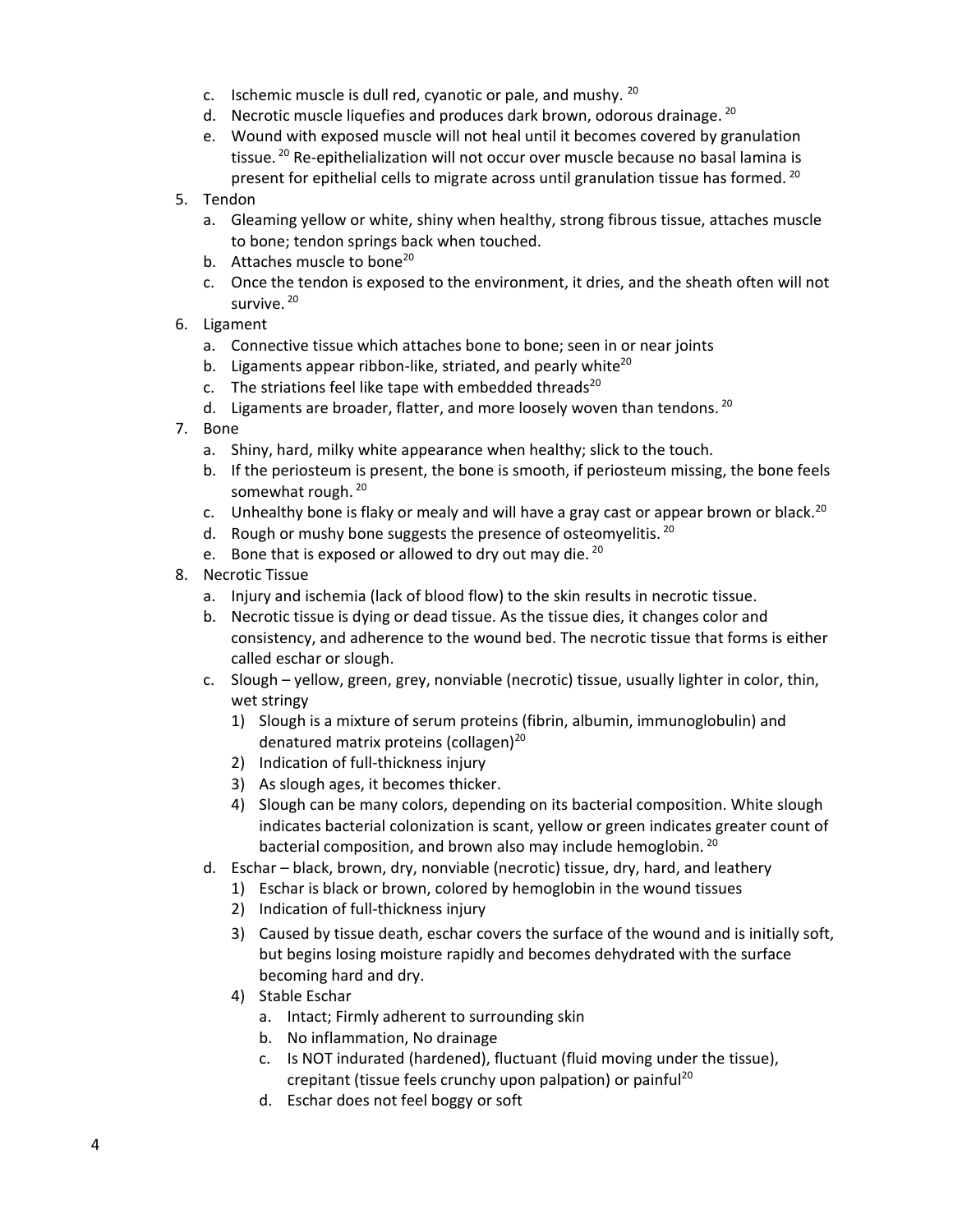c. Ischemic muscle is dull red, cyanotic or pale, and mushy. [20]
   d. Necrotic muscle liquefies and produces dark brown, odorous drainage. [20]
   e. Wound with exposed muscle will not heal until it becomes covered by granulation tissue. [20] Re-epithelialization will not occur over muscle because no basal lamina is present for epithelial cells to migrate across until granulation tissue has formed. [20]

5. Tendon
   a. Gleaming yellow or white, shiny when healthy, strong fibrous tissue, attaches muscle to bone; tendon springs back when touched.
   b. Attaches muscle to bone[20]
   c. Once the tendon is exposed to the environment, it dries, and the sheath often will not survive. [20]
6. Ligament
   a. Connective tissue which attaches bone to bone; seen in or near joints
   b. Ligaments appear ribbon-like, striated, and pearly white[20]
   c. The striations feel like tape with embedded threads[20]
   d. Ligaments are broader, flatter, and more loosely woven than tendons. [20]
7. Bone
   a. Shiny, hard, milky white appearance when healthy; slick to the touch.
   b. If the periosteum is present, the bone is smooth, if periosteum missing, the bone feels somewhat rough. [20]
   c. Unhealthy bone is flaky or mealy and will have a gray cast or appear brown or black.[20]
   d. Rough or mushy bone suggests the presence of osteomyelitis. [20]
   e. Bone that is exposed or allowed to dry out may die. [20]
8. Necrotic Tissue
   a. Injury and ischemia (lack of blood flow) to the skin results in necrotic tissue.
   b. Necrotic tissue is dying or dead tissue. As the tissue dies, it changes color and consistency, and adherence to the wound bed. The necrotic tissue that forms is either called eschar or slough.
   c. Slough – yellow, green, grey, nonviable (necrotic) tissue, usually lighter in color, thin, wet stringy
      1) Slough is a mixture of serum proteins (fibrin, albumin, immunoglobulin) and denatured matrix proteins (collagen)[20]
      2) Indication of full-thickness injury
      3) As slough ages, it becomes thicker.
      4) Slough can be many colors, depending on its bacterial composition. White slough indicates bacterial colonization is scant, yellow or green indicates greater count of bacterial composition, and brown also may include hemoglobin. [20]
   d. Eschar – black, brown, dry, nonviable (necrotic) tissue, dry, hard, and leathery
      1) Eschar is black or brown, colored by hemoglobin in the wound tissues
      2) Indication of full-thickness injury
      3) Caused by tissue death, eschar covers the surface of the wound and is initially soft, but begins losing moisture rapidly and becomes dehydrated with the surface becoming hard and dry.
      4) Stable Eschar
         a. Intact; Firmly adherent to surrounding skin
         b. No inflammation, No drainage
         c. Is NOT indurated (hardened), fluctuant (fluid moving under the tissue), crepitant (tissue feels crunchy upon palpation) or painful[20]
         d. Eschar does not feel boggy or soft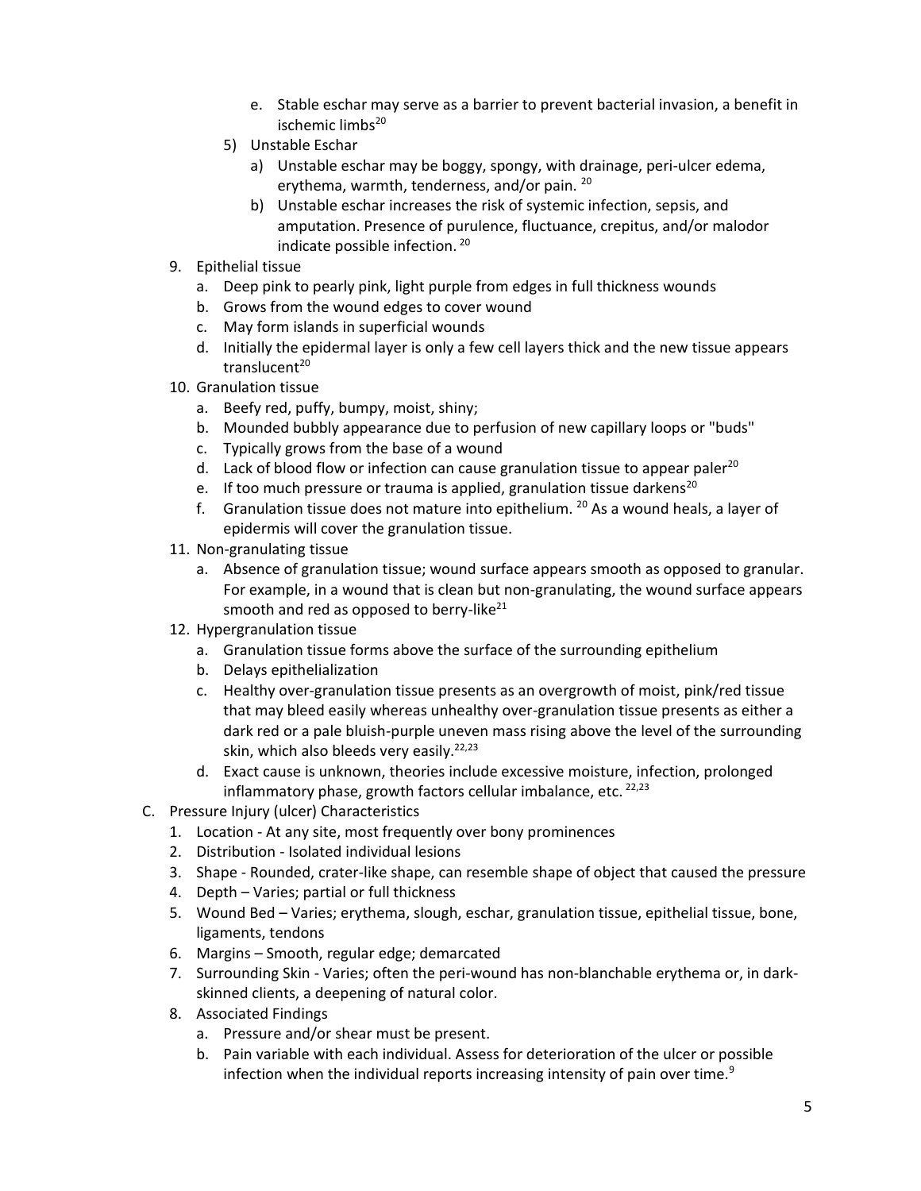e. Stable eschar may serve as a barrier to prevent bacterial invasion, a benefit in ischemic limbs[20]

5) Unstable Eschar
   a) Unstable eschar may be boggy, spongy, with drainage, peri-ulcer edema, erythema, warmth, tenderness, and/or pain. [20]
   b) Unstable eschar increases the risk of systemic infection, sepsis, and amputation. Presence of purulence, fluctuance, crepitus, and/or malodor indicate possible infection. [20]

9. Epithelial tissue
   a. Deep pink to pearly pink, light purple from edges in full thickness wounds
   b. Grows from the wound edges to cover wound
   c. May form islands in superficial wounds
   d. Initially the epidermal layer is only a few cell layers thick and the new tissue appears translucent[20]

10. Granulation tissue
    a. Beefy red, puffy, bumpy, moist, shiny;
    b. Mounded bubbly appearance due to perfusion of new capillary loops or "buds"
    c. Typically grows from the base of a wound
    d. Lack of blood flow or infection can cause granulation tissue to appear paler[20]
    e. If too much pressure or trauma is applied, granulation tissue darkens[20]
    f. Granulation tissue does not mature into epithelium. [20] As a wound heals, a layer of epidermis will cover the granulation tissue.

11. Non-granulating tissue
    a. Absence of granulation tissue; wound surface appears smooth as opposed to granular. For example, in a wound that is clean but non-granulating, the wound surface appears smooth and red as opposed to berry-like[21]

12. Hypergranulation tissue
    a. Granulation tissue forms above the surface of the surrounding epithelium
    b. Delays epithelialization
    c. Healthy over-granulation tissue presents as an overgrowth of moist, pink/red tissue that may bleed easily whereas unhealthy over-granulation tissue presents as either a dark red or a pale bluish-purple uneven mass rising above the level of the surrounding skin, which also bleeds very easily.[22,23]
    d. Exact cause is unknown, theories include excessive moisture, infection, prolonged inflammatory phase, growth factors cellular imbalance, etc. [22,23]

C. Pressure Injury (ulcer) Characteristics
   1. Location - At any site, most frequently over bony prominences
   2. Distribution - Isolated individual lesions
   3. Shape - Rounded, crater-like shape, can resemble shape of object that caused the pressure
   4. Depth – Varies; partial or full thickness
   5. Wound Bed – Varies; erythema, slough, eschar, granulation tissue, epithelial tissue, bone, ligaments, tendons
   6. Margins – Smooth, regular edge; demarcated
   7. Surrounding Skin - Varies; often the peri-wound has non-blanchable erythema or, in dark-skinned clients, a deepening of natural color.
   8. Associated Findings
      a. Pressure and/or shear must be present.
      b. Pain variable with each individual. Assess for deterioration of the ulcer or possible infection when the individual reports increasing intensity of pain over time.[9]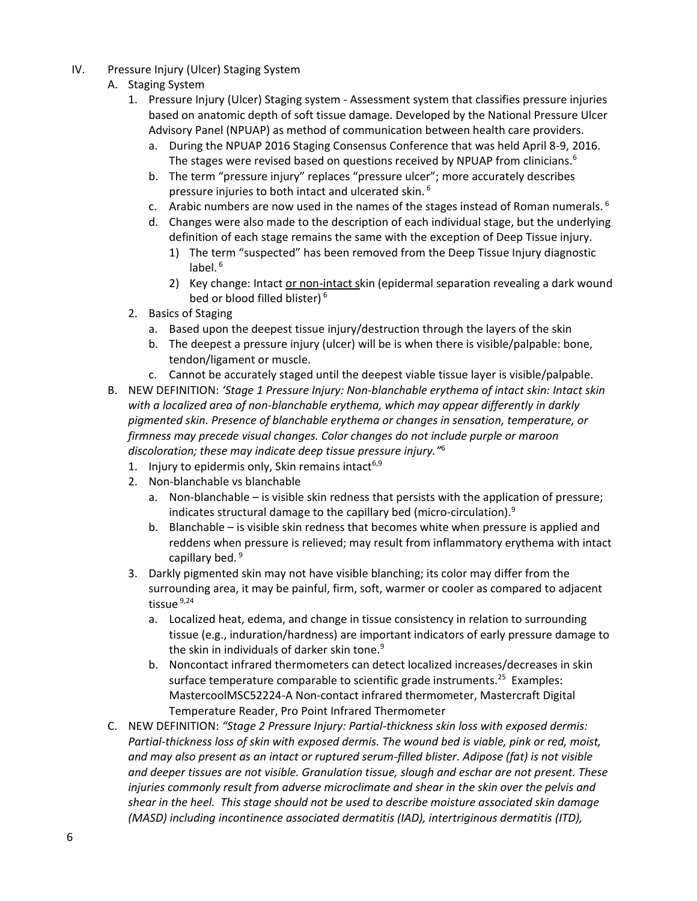IV. Pressure Injury (Ulcer) Staging System

A. Staging System

1. Pressure Injury (Ulcer) Staging system - Assessment system that classifies pressure injuries based on anatomic depth of soft tissue damage. Developed by the National Pressure Ulcer Advisory Panel (NPUAP) as method of communication between health care providers.
   a. During the NPUAP 2016 Staging Consensus Conference that was held April 8-9, 2016. The stages were revised based on questions received by NPUAP from clinicians.[6]
   b. The term "pressure injury" replaces "pressure ulcer"; more accurately describes pressure injuries to both intact and ulcerated skin.[6]
   c. Arabic numbers are now used in the names of the stages instead of Roman numerals.[6]
   d. Changes were also made to the description of each individual stage, but the underlying definition of each stage remains the same with the exception of Deep Tissue injury.
      1) The term "suspected" has been removed from the Deep Tissue Injury diagnostic label.[6]
      2) Key change: Intact <u>or non-intact s</u>kin (epidermal separation revealing a dark wound bed or blood filled blister)[6]
2. Basics of Staging
   a. Based upon the deepest tissue injury/destruction through the layers of the skin
   b. The deepest a pressure injury (ulcer) will be is when there is visible/palpable: bone, tendon/ligament or muscle.
   c. Cannot be accurately staged until the deepest viable tissue layer is visible/palpable.

B. NEW DEFINITION: *'Stage 1 Pressure Injury: Non-blanchable erythema of intact skin: Intact skin with a localized area of non-blanchable erythema, which may appear differently in darkly pigmented skin. Presence of blanchable erythema or changes in sensation, temperature, or firmness may precede visual changes. Color changes do not include purple or maroon discoloration; these may indicate deep tissue pressure injury."*[6]

1. Injury to epidermis only, Skin remains intact[6,9]
2. Non-blanchable vs blanchable
   a. Non-blanchable – is visible skin redness that persists with the application of pressure; indicates structural damage to the capillary bed (micro-circulation).[9]
   b. Blanchable – is visible skin redness that becomes white when pressure is applied and reddens when pressure is relieved; may result from inflammatory erythema with intact capillary bed.[9]
3. Darkly pigmented skin may not have visible blanching; its color may differ from the surrounding area, it may be painful, firm, soft, warmer or cooler as compared to adjacent tissue[9,24]
   a. Localized heat, edema, and change in tissue consistency in relation to surrounding tissue (e.g., induration/hardness) are important indicators of early pressure damage to the skin in individuals of darker skin tone.[9]
   b. Noncontact infrared thermometers can detect localized increases/decreases in skin surface temperature comparable to scientific grade instruments.[25] Examples: MastercoolMSC52224-A Non-contact infrared thermometer, Mastercraft Digital Temperature Reader, Pro Point Infrared Thermometer

C. NEW DEFINITION: *"Stage 2 Pressure Injury: Partial-thickness skin loss with exposed dermis: Partial-thickness loss of skin with exposed dermis. The wound bed is viable, pink or red, moist, and may also present as an intact or ruptured serum-filled blister. Adipose (fat) is not visible and deeper tissues are not visible. Granulation tissue, slough and eschar are not present. These injuries commonly result from adverse microclimate and shear in the skin over the pelvis and shear in the heel. This stage should not be used to describe moisture associated skin damage (MASD) including incontinence associated dermatitis (IAD), intertriginous dermatitis (ITD),*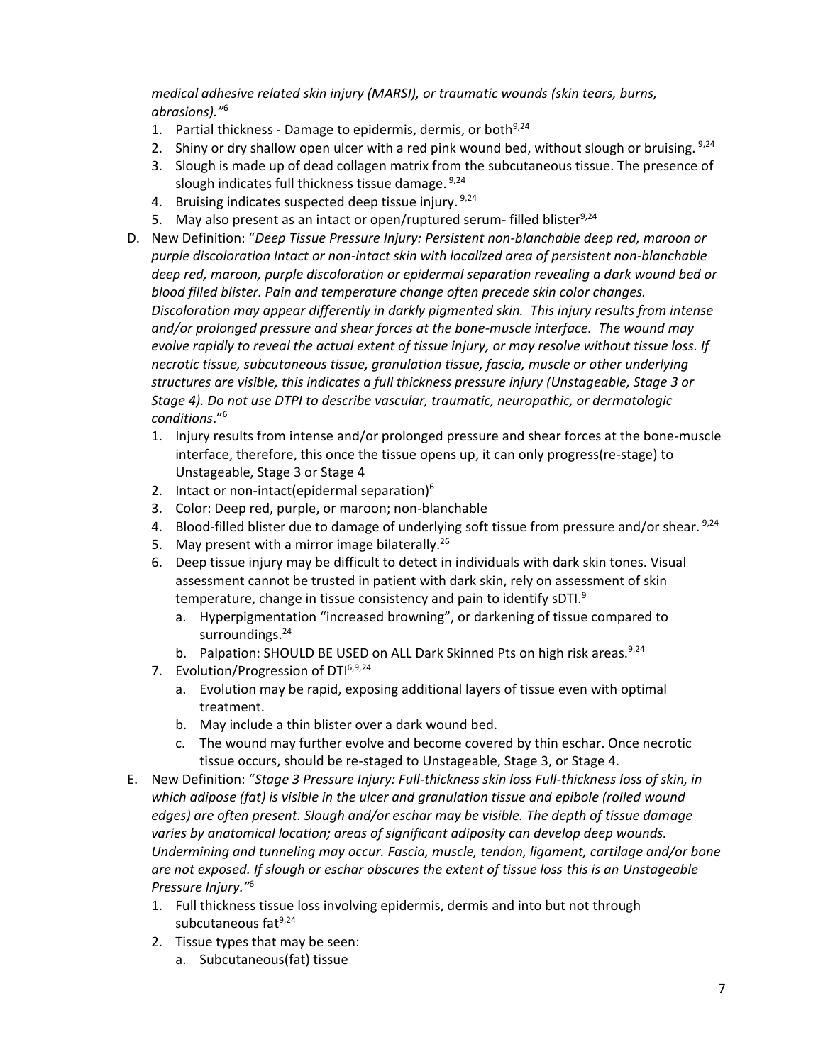*medical adhesive related skin injury (MARSI), or traumatic wounds (skin tears, burns, abrasions)."*[6]

1. Partial thickness - Damage to epidermis, dermis, or both[9,24]
2. Shiny or dry shallow open ulcer with a red pink wound bed, without slough or bruising. [9,24]
3. Slough is made up of dead collagen matrix from the subcutaneous tissue. The presence of slough indicates full thickness tissue damage. [9,24]
4. Bruising indicates suspected deep tissue injury. [9,24]
5. May also present as an intact or open/ruptured serum- filled blister[9,24]

D. New Definition: "*Deep Tissue Pressure Injury: Persistent non-blanchable deep red, maroon or purple discoloration Intact or non-intact skin with localized area of persistent non-blanchable deep red, maroon, purple discoloration or epidermal separation revealing a dark wound bed or blood filled blister. Pain and temperature change often precede skin color changes. Discoloration may appear differently in darkly pigmented skin. This injury results from intense and/or prolonged pressure and shear forces at the bone-muscle interface. The wound may evolve rapidly to reveal the actual extent of tissue injury, or may resolve without tissue loss. If necrotic tissue, subcutaneous tissue, granulation tissue, fascia, muscle or other underlying structures are visible, this indicates a full thickness pressure injury (Unstageable, Stage 3 or Stage 4). Do not use DTPI to describe vascular, traumatic, neuropathic, or dermatologic conditions*."[6]

1. Injury results from intense and/or prolonged pressure and shear forces at the bone-muscle interface, therefore, this once the tissue opens up, it can only progress(re-stage) to Unstageable, Stage 3 or Stage 4
2. Intact or non-intact(epidermal separation)[6]
3. Color: Deep red, purple, or maroon; non-blanchable
4. Blood-filled blister due to damage of underlying soft tissue from pressure and/or shear. [9,24]
5. May present with a mirror image bilaterally.[26]
6. Deep tissue injury may be difficult to detect in individuals with dark skin tones. Visual assessment cannot be trusted in patient with dark skin, rely on assessment of skin temperature, change in tissue consistency and pain to identify sDTI.[9]
   a. Hyperpigmentation "increased browning", or darkening of tissue compared to surroundings.[24]
   b. Palpation: SHOULD BE USED on ALL Dark Skinned Pts on high risk areas.[9,24]
7. Evolution/Progression of DTI[6,9,24]
   a. Evolution may be rapid, exposing additional layers of tissue even with optimal treatment.
   b. May include a thin blister over a dark wound bed.
   c. The wound may further evolve and become covered by thin eschar. Once necrotic tissue occurs, should be re-staged to Unstageable, Stage 3, or Stage 4.

E. New Definition: "*Stage 3 Pressure Injury: Full-thickness skin loss Full-thickness loss of skin, in which adipose (fat) is visible in the ulcer and granulation tissue and epibole (rolled wound edges) are often present. Slough and/or eschar may be visible. The depth of tissue damage varies by anatomical location; areas of significant adiposity can develop deep wounds. Undermining and tunneling may occur. Fascia, muscle, tendon, ligament, cartilage and/or bone are not exposed. If slough or eschar obscures the extent of tissue loss this is an Unstageable Pressure Injury."*[6]

1. Full thickness tissue loss involving epidermis, dermis and into but not through subcutaneous fat[9,24]
2. Tissue types that may be seen:
   a. Subcutaneous(fat) tissue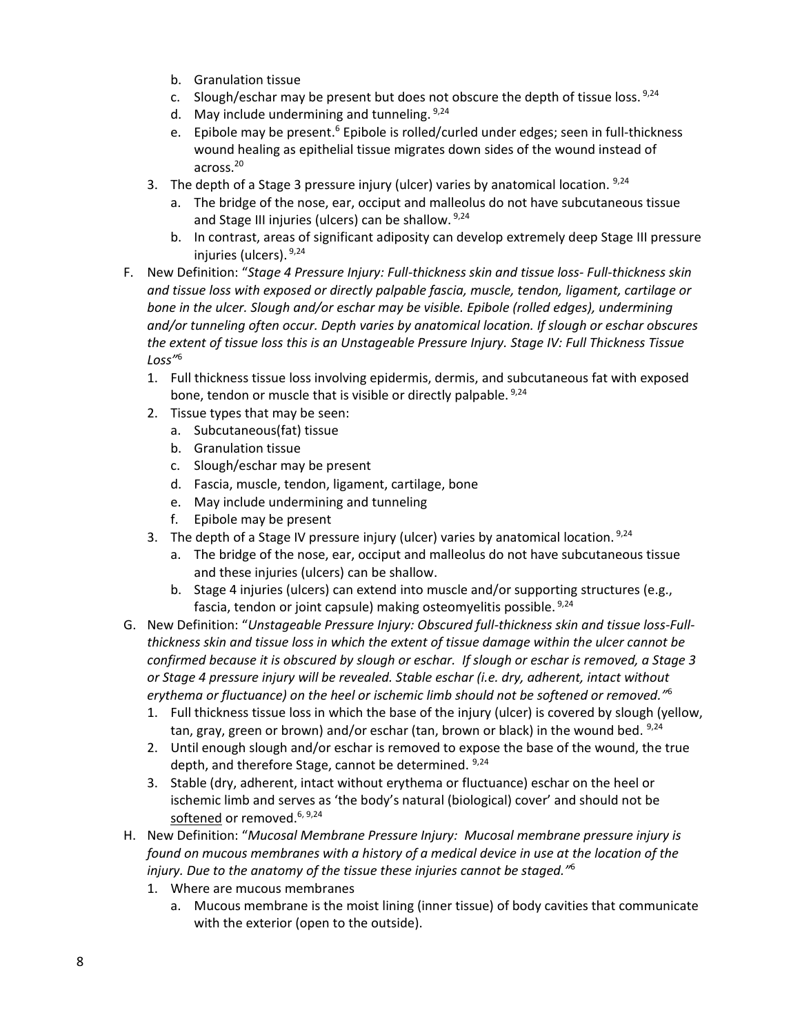b. Granulation tissue
   c. Slough/eschar may be present but does not obscure the depth of tissue loss. [9,24]
   d. May include undermining and tunneling. [9,24]
   e. Epibole may be present.[6] Epibole is rolled/curled under edges; seen in full-thickness wound healing as epithelial tissue migrates down sides of the wound instead of across.[20]
3. The depth of a Stage 3 pressure injury (ulcer) varies by anatomical location. [9,24]
   a. The bridge of the nose, ear, occiput and malleolus do not have subcutaneous tissue and Stage III injuries (ulcers) can be shallow. [9,24]
   b. In contrast, areas of significant adiposity can develop extremely deep Stage III pressure injuries (ulcers). [9,24]

F. New Definition: "*Stage 4 Pressure Injury: Full-thickness skin and tissue loss- Full-thickness skin and tissue loss with exposed or directly palpable fascia, muscle, tendon, ligament, cartilage or bone in the ulcer. Slough and/or eschar may be visible. Epibole (rolled edges), undermining and/or tunneling often occur. Depth varies by anatomical location. If slough or eschar obscures the extent of tissue loss this is an Unstageable Pressure Injury. Stage IV: Full Thickness Tissue Loss*"[6]
1. Full thickness tissue loss involving epidermis, dermis, and subcutaneous fat with exposed bone, tendon or muscle that is visible or directly palpable. [9,24]
2. Tissue types that may be seen:
   a. Subcutaneous(fat) tissue
   b. Granulation tissue
   c. Slough/eschar may be present
   d. Fascia, muscle, tendon, ligament, cartilage, bone
   e. May include undermining and tunneling
   f. Epibole may be present
3. The depth of a Stage IV pressure injury (ulcer) varies by anatomical location. [9,24]
   a. The bridge of the nose, ear, occiput and malleolus do not have subcutaneous tissue and these injuries (ulcers) can be shallow.
   b. Stage 4 injuries (ulcers) can extend into muscle and/or supporting structures (e.g., fascia, tendon or joint capsule) making osteomyelitis possible. [9,24]

G. New Definition: "*Unstageable Pressure Injury: Obscured full-thickness skin and tissue loss-Full-thickness skin and tissue loss in which the extent of tissue damage within the ulcer cannot be confirmed because it is obscured by slough or eschar. If slough or eschar is removed, a Stage 3 or Stage 4 pressure injury will be revealed. Stable eschar (i.e. dry, adherent, intact without erythema or fluctuance) on the heel or ischemic limb should not be softened or removed.*"[6]
1. Full thickness tissue loss in which the base of the injury (ulcer) is covered by slough (yellow, tan, gray, green or brown) and/or eschar (tan, brown or black) in the wound bed. [9,24]
2. Until enough slough and/or eschar is removed to expose the base of the wound, the true depth, and therefore Stage, cannot be determined. [9,24]
3. Stable (dry, adherent, intact without erythema or fluctuance) eschar on the heel or ischemic limb and serves as 'the body's natural (biological) cover' and should not be softened or removed.[6,9,24]

H. New Definition: "*Mucosal Membrane Pressure Injury: Mucosal membrane pressure injury is found on mucous membranes with a history of a medical device in use at the location of the injury. Due to the anatomy of the tissue these injuries cannot be staged.*"[6]
1. Where are mucous membranes
   a. Mucous membrane is the moist lining (inner tissue) of body cavities that communicate with the exterior (open to the outside).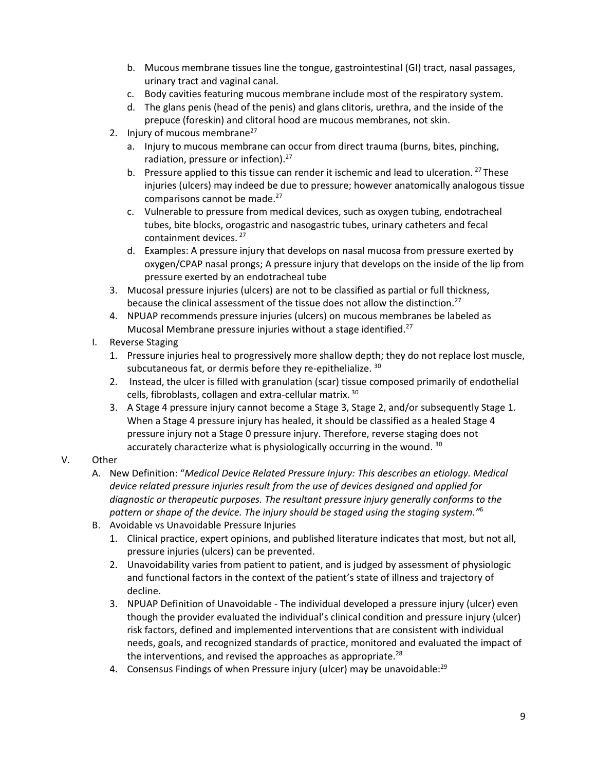b. Mucous membrane tissues line the tongue, gastrointestinal (GI) tract, nasal passages, urinary tract and vaginal canal.
   c. Body cavities featuring mucous membrane include most of the respiratory system.
   d. The glans penis (head of the penis) and glans clitoris, urethra, and the inside of the prepuce (foreskin) and clitoral hood are mucous membranes, not skin.
2. Injury of mucous membrane[27]
   a. Injury to mucous membrane can occur from direct trauma (burns, bites, pinching, radiation, pressure or infection).[27]
   b. Pressure applied to this tissue can render it ischemic and lead to ulceration. [27] These injuries (ulcers) may indeed be due to pressure; however anatomically analogous tissue comparisons cannot be made.[27]
   c. Vulnerable to pressure from medical devices, such as oxygen tubing, endotracheal tubes, bite blocks, orogastric and nasogastric tubes, urinary catheters and fecal containment devices. [27]
   d. Examples: A pressure injury that develops on nasal mucosa from pressure exerted by oxygen/CPAP nasal prongs; A pressure injury that develops on the inside of the lip from pressure exerted by an endotracheal tube
3. Mucosal pressure injuries (ulcers) are not to be classified as partial or full thickness, because the clinical assessment of the tissue does not allow the distinction.[27]
4. NPUAP recommends pressure injuries (ulcers) on mucous membranes be labeled as Mucosal Membrane pressure injuries without a stage identified.[27]

I. Reverse Staging
   1. Pressure injuries heal to progressively more shallow depth; they do not replace lost muscle, subcutaneous fat, or dermis before they re-epithelialize. [30]
   2. Instead, the ulcer is filled with granulation (scar) tissue composed primarily of endothelial cells, fibroblasts, collagen and extra-cellular matrix. [30]
   3. A Stage 4 pressure injury cannot become a Stage 3, Stage 2, and/or subsequently Stage 1. When a Stage 4 pressure injury has healed, it should be classified as a healed Stage 4 pressure injury not a Stage 0 pressure injury. Therefore, reverse staging does not accurately characterize what is physiologically occurring in the wound. [30]

V. Other
   A. New Definition: "*Medical Device Related Pressure Injury: This describes an etiology. Medical device related pressure injuries result from the use of devices designed and applied for diagnostic or therapeutic purposes. The resultant pressure injury generally conforms to the pattern or shape of the device. The injury should be staged using the staging system.*"[6]
   B. Avoidable vs Unavoidable Pressure Injuries
      1. Clinical practice, expert opinions, and published literature indicates that most, but not all, pressure injuries (ulcers) can be prevented.
      2. Unavoidability varies from patient to patient, and is judged by assessment of physiologic and functional factors in the context of the patient's state of illness and trajectory of decline.
      3. NPUAP Definition of Unavoidable - The individual developed a pressure injury (ulcer) even though the provider evaluated the individual's clinical condition and pressure injury (ulcer) risk factors, defined and implemented interventions that are consistent with individual needs, goals, and recognized standards of practice, monitored and evaluated the impact of the interventions, and revised the approaches as appropriate.[28]
      4. Consensus Findings of when Pressure injury (ulcer) may be unavoidable:[29]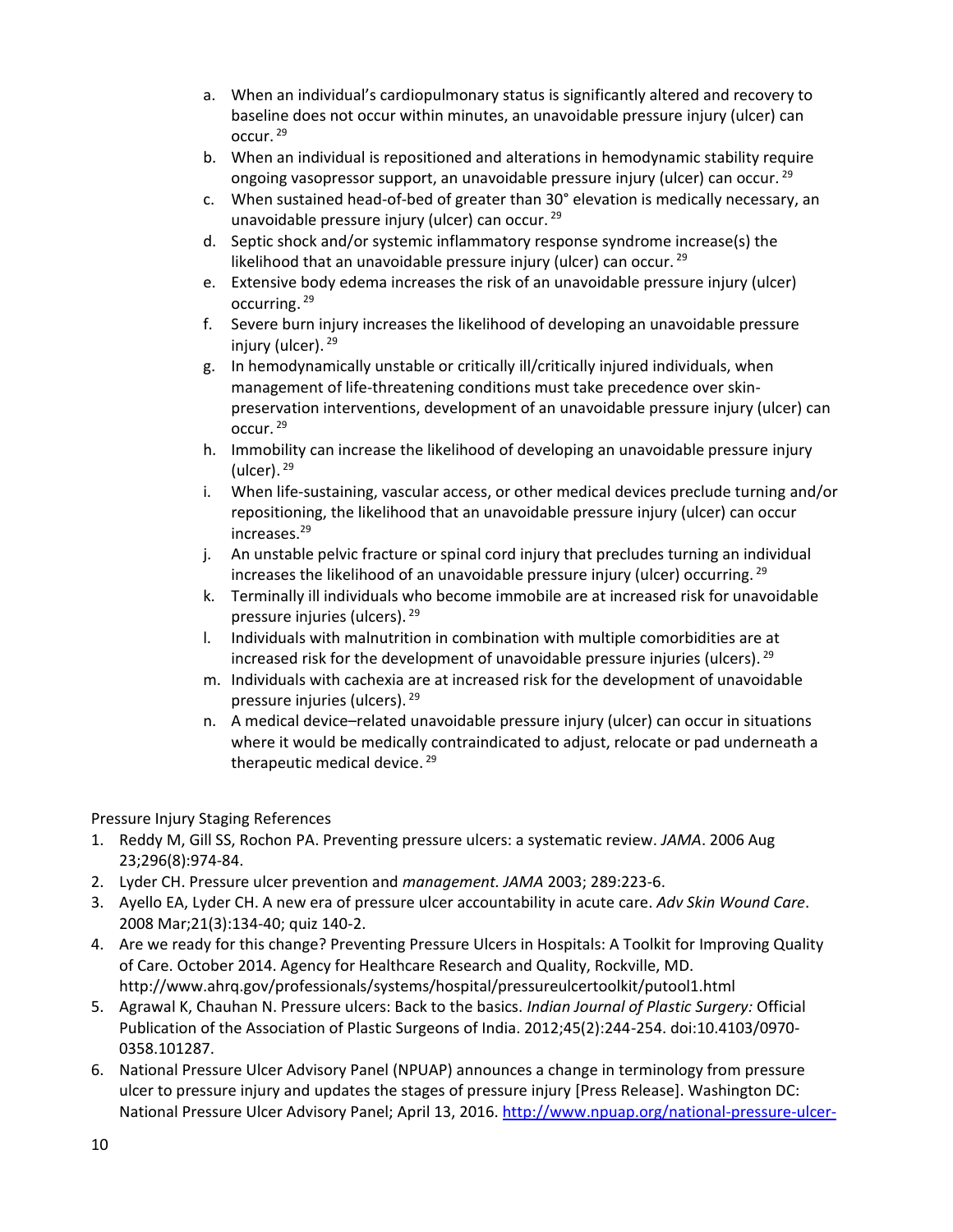a. When an individual's cardiopulmonary status is significantly altered and recovery to baseline does not occur within minutes, an unavoidable pressure injury (ulcer) can occur.[29]
b. When an individual is repositioned and alterations in hemodynamic stability require ongoing vasopressor support, an unavoidable pressure injury (ulcer) can occur.[29]
c. When sustained head-of-bed of greater than 30° elevation is medically necessary, an unavoidable pressure injury (ulcer) can occur.[29]
d. Septic shock and/or systemic inflammatory response syndrome increase(s) the likelihood that an unavoidable pressure injury (ulcer) can occur.[29]
e. Extensive body edema increases the risk of an unavoidable pressure injury (ulcer) occurring.[29]
f. Severe burn injury increases the likelihood of developing an unavoidable pressure injury (ulcer).[29]
g. In hemodynamically unstable or critically ill/critically injured individuals, when management of life-threatening conditions must take precedence over skin-preservation interventions, development of an unavoidable pressure injury (ulcer) can occur.[29]
h. Immobility can increase the likelihood of developing an unavoidable pressure injury (ulcer).[29]
i. When life-sustaining, vascular access, or other medical devices preclude turning and/or repositioning, the likelihood that an unavoidable pressure injury (ulcer) can occur increases.[29]
j. An unstable pelvic fracture or spinal cord injury that precludes turning an individual increases the likelihood of an unavoidable pressure injury (ulcer) occurring.[29]
k. Terminally ill individuals who become immobile are at increased risk for unavoidable pressure injuries (ulcers).[29]
l. Individuals with malnutrition in combination with multiple comorbidities are at increased risk for the development of unavoidable pressure injuries (ulcers).[29]
m. Individuals with cachexia are at increased risk for the development of unavoidable pressure injuries (ulcers).[29]
n. A medical device–related unavoidable pressure injury (ulcer) can occur in situations where it would be medically contraindicated to adjust, relocate or pad underneath a therapeutic medical device.[29]

Pressure Injury Staging References

1. Reddy M, Gill SS, Rochon PA. Preventing pressure ulcers: a systematic review. *JAMA*. 2006 Aug 23;296(8):974-84.
2. Lyder CH. Pressure ulcer prevention and *management. JAMA* 2003; 289:223-6.
3. Ayello EA, Lyder CH. A new era of pressure ulcer accountability in acute care. *Adv Skin Wound Care*. 2008 Mar;21(3):134-40; quiz 140-2.
4. Are we ready for this change? Preventing Pressure Ulcers in Hospitals: A Toolkit for Improving Quality of Care. October 2014. Agency for Healthcare Research and Quality, Rockville, MD. http://www.ahrq.gov/professionals/systems/hospital/pressureulcertoolkit/putool1.html
5. Agrawal K, Chauhan N. Pressure ulcers: Back to the basics. *Indian Journal of Plastic Surgery:* Official Publication of the Association of Plastic Surgeons of India. 2012;45(2):244-254. doi:10.4103/0970-0358.101287.
6. National Pressure Ulcer Advisory Panel (NPUAP) announces a change in terminology from pressure ulcer to pressure injury and updates the stages of pressure injury [Press Release]. Washington DC: National Pressure Ulcer Advisory Panel; April 13, 2016. http://www.npuap.org/national-pressure-ulcer-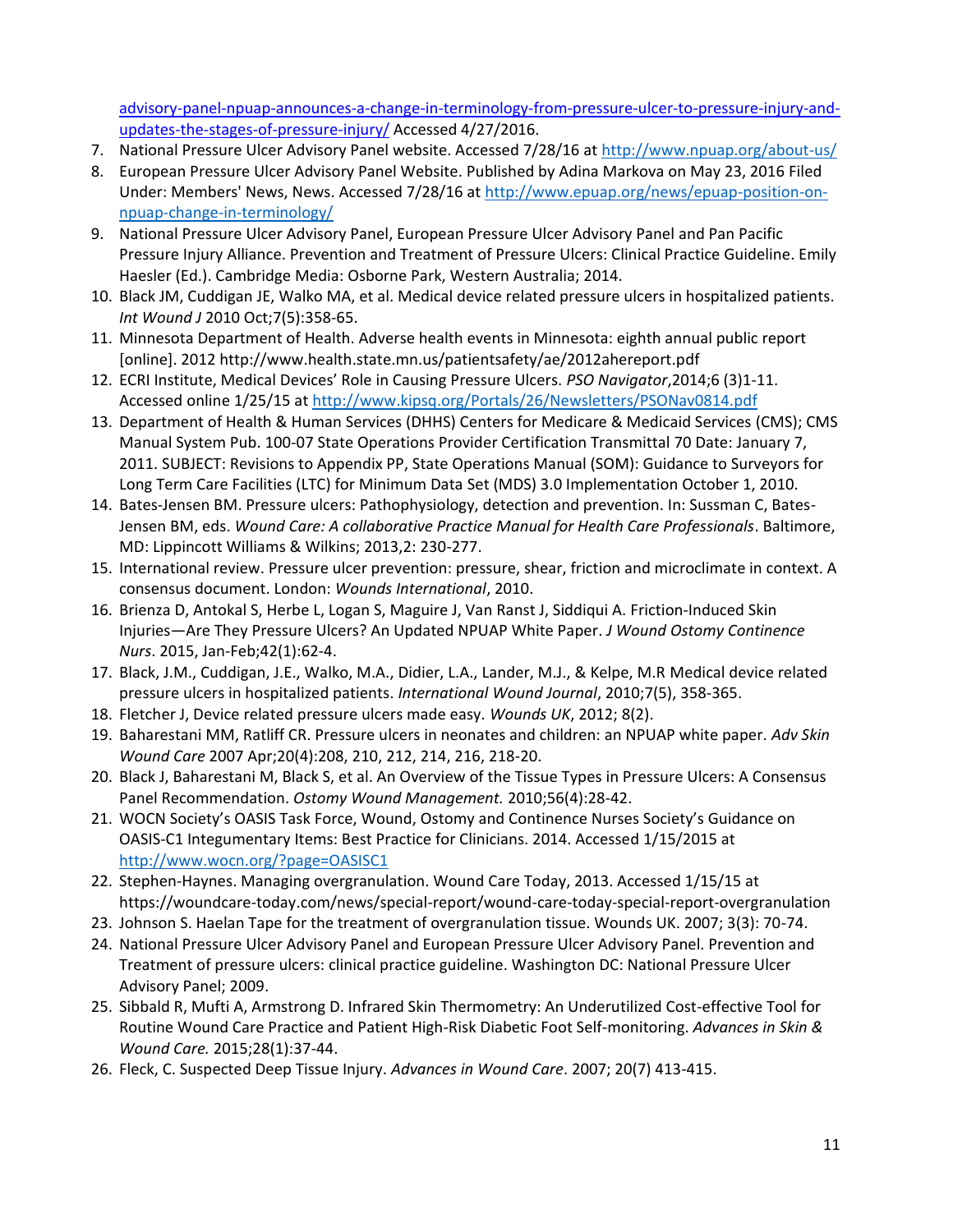advisory-panel-npuap-announces-a-change-in-terminology-from-pressure-ulcer-to-pressure-injury-and-updates-the-stages-of-pressure-injury/ Accessed 4/27/2016.

7. National Pressure Ulcer Advisory Panel website. Accessed 7/28/16 at http://www.npuap.org/about-us/
8. European Pressure Ulcer Advisory Panel Website. Published by Adina Markova on May 23, 2016 Filed Under: Members' News, News. Accessed 7/28/16 at http://www.epuap.org/news/epuap-position-on-npuap-change-in-terminology/
9. National Pressure Ulcer Advisory Panel, European Pressure Ulcer Advisory Panel and Pan Pacific Pressure Injury Alliance. Prevention and Treatment of Pressure Ulcers: Clinical Practice Guideline. Emily Haesler (Ed.). Cambridge Media: Osborne Park, Western Australia; 2014.
10. Black JM, Cuddigan JE, Walko MA, et al. Medical device related pressure ulcers in hospitalized patients. *Int Wound J* 2010 Oct;7(5):358-65.
11. Minnesota Department of Health. Adverse health events in Minnesota: eighth annual public report [online]. 2012 http://www.health.state.mn.us/patientsafety/ae/2012ahereport.pdf
12. ECRI Institute, Medical Devices' Role in Causing Pressure Ulcers. *PSO Navigator*,2014;6 (3)1-11. Accessed online 1/25/15 at http://www.kipsq.org/Portals/26/Newsletters/PSONav0814.pdf
13. Department of Health & Human Services (DHHS) Centers for Medicare & Medicaid Services (CMS); CMS Manual System Pub. 100-07 State Operations Provider Certification Transmittal 70 Date: January 7, 2011. SUBJECT: Revisions to Appendix PP, State Operations Manual (SOM): Guidance to Surveyors for Long Term Care Facilities (LTC) for Minimum Data Set (MDS) 3.0 Implementation October 1, 2010.
14. Bates-Jensen BM. Pressure ulcers: Pathophysiology, detection and prevention. In: Sussman C, Bates-Jensen BM, eds. *Wound Care: A collaborative Practice Manual for Health Care Professionals*. Baltimore, MD: Lippincott Williams & Wilkins; 2013,2: 230-277.
15. International review. Pressure ulcer prevention: pressure, shear, friction and microclimate in context. A consensus document. London: *Wounds International*, 2010.
16. Brienza D, Antokal S, Herbe L, Logan S, Maguire J, Van Ranst J, Siddiqui A. Friction-Induced Skin Injuries—Are They Pressure Ulcers? An Updated NPUAP White Paper. *J Wound Ostomy Continence Nurs*. 2015, Jan-Feb;42(1):62-4.
17. Black, J.M., Cuddigan, J.E., Walko, M.A., Didier, L.A., Lander, M.J., & Kelpe, M.R Medical device related pressure ulcers in hospitalized patients. *International Wound Journal*, 2010;7(5), 358-365.
18. Fletcher J, Device related pressure ulcers made easy. *Wounds UK*, 2012; 8(2).
19. Baharestani MM, Ratliff CR. Pressure ulcers in neonates and children: an NPUAP white paper. *Adv Skin Wound Care* 2007 Apr;20(4):208, 210, 212, 214, 216, 218-20.
20. Black J, Baharestani M, Black S, et al. An Overview of the Tissue Types in Pressure Ulcers: A Consensus Panel Recommendation. *Ostomy Wound Management.* 2010;56(4):28-42.
21. WOCN Society's OASIS Task Force, Wound, Ostomy and Continence Nurses Society's Guidance on OASIS-C1 Integumentary Items: Best Practice for Clinicians. 2014. Accessed 1/15/2015 at http://www.wocn.org/?page=OASISC1
22. Stephen-Haynes. Managing overgranulation. Wound Care Today, 2013. Accessed 1/15/15 at https://woundcare-today.com/news/special-report/wound-care-today-special-report-overgranulation
23. Johnson S. Haelan Tape for the treatment of overgranulation tissue. Wounds UK. 2007; 3(3): 70-74.
24. National Pressure Ulcer Advisory Panel and European Pressure Ulcer Advisory Panel. Prevention and Treatment of pressure ulcers: clinical practice guideline. Washington DC: National Pressure Ulcer Advisory Panel; 2009.
25. Sibbald R, Mufti A, Armstrong D. Infrared Skin Thermometry: An Underutilized Cost-effective Tool for Routine Wound Care Practice and Patient High-Risk Diabetic Foot Self-monitoring. *Advances in Skin & Wound Care.* 2015;28(1):37-44.
26. Fleck, C. Suspected Deep Tissue Injury. *Advances in Wound Care*. 2007; 20(7) 413-415.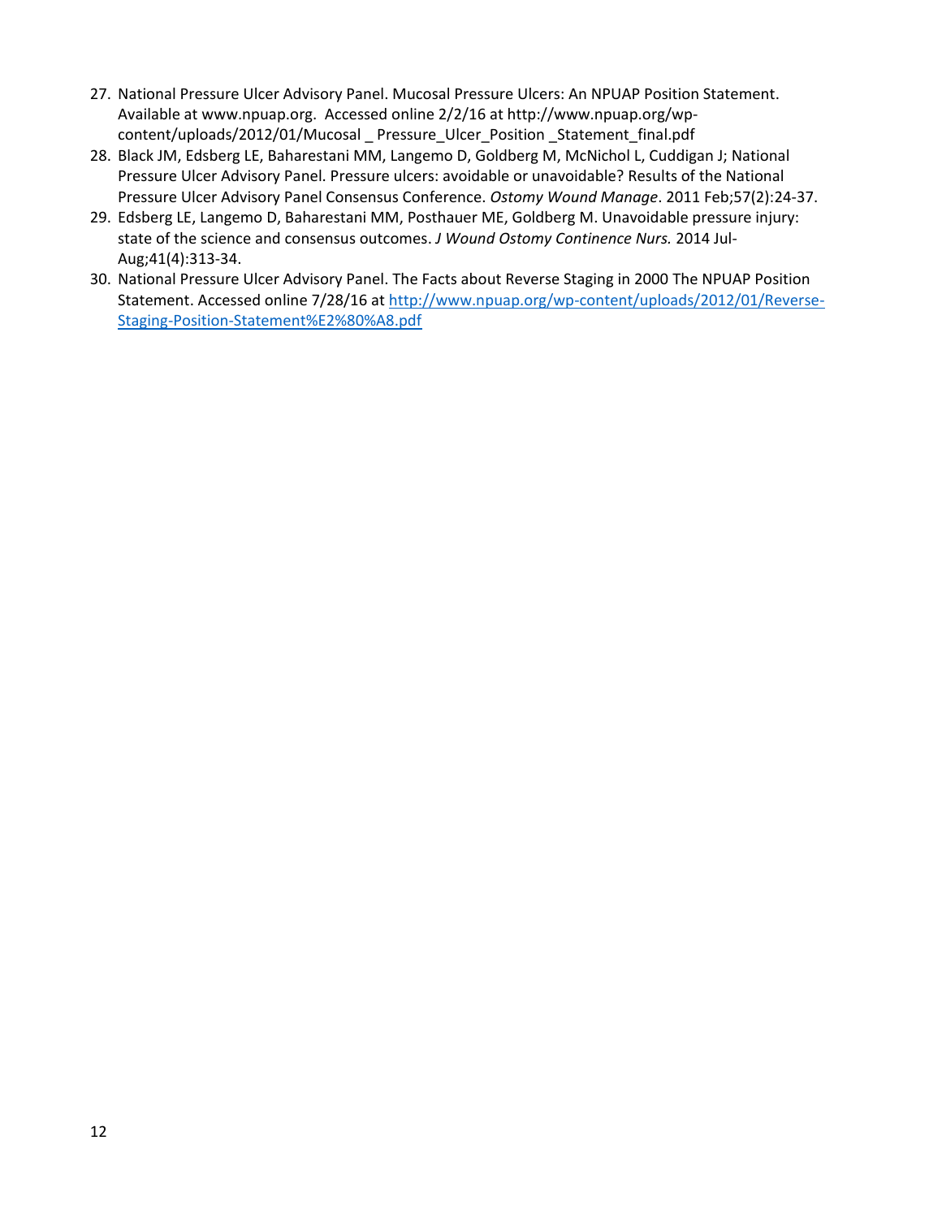27. National Pressure Ulcer Advisory Panel. Mucosal Pressure Ulcers: An NPUAP Position Statement. Available at www.npuap.org. Accessed online 2/2/16 at http://www.npuap.org/wp-content/uploads/2012/01/Mucosal _ Pressure_Ulcer_Position _Statement_final.pdf
28. Black JM, Edsberg LE, Baharestani MM, Langemo D, Goldberg M, McNichol L, Cuddigan J; National Pressure Ulcer Advisory Panel. Pressure ulcers: avoidable or unavoidable? Results of the National Pressure Ulcer Advisory Panel Consensus Conference. *Ostomy Wound Manage*. 2011 Feb;57(2):24-37.
29. Edsberg LE, Langemo D, Baharestani MM, Posthauer ME, Goldberg M. Unavoidable pressure injury: state of the science and consensus outcomes. *J Wound Ostomy Continence Nurs.* 2014 Jul-Aug;41(4):313-34.
30. National Pressure Ulcer Advisory Panel. The Facts about Reverse Staging in 2000 The NPUAP Position Statement. Accessed online 7/28/16 at http://www.npuap.org/wp-content/uploads/2012/01/Reverse-Staging-Position-Statement%E2%80%A8.pdf